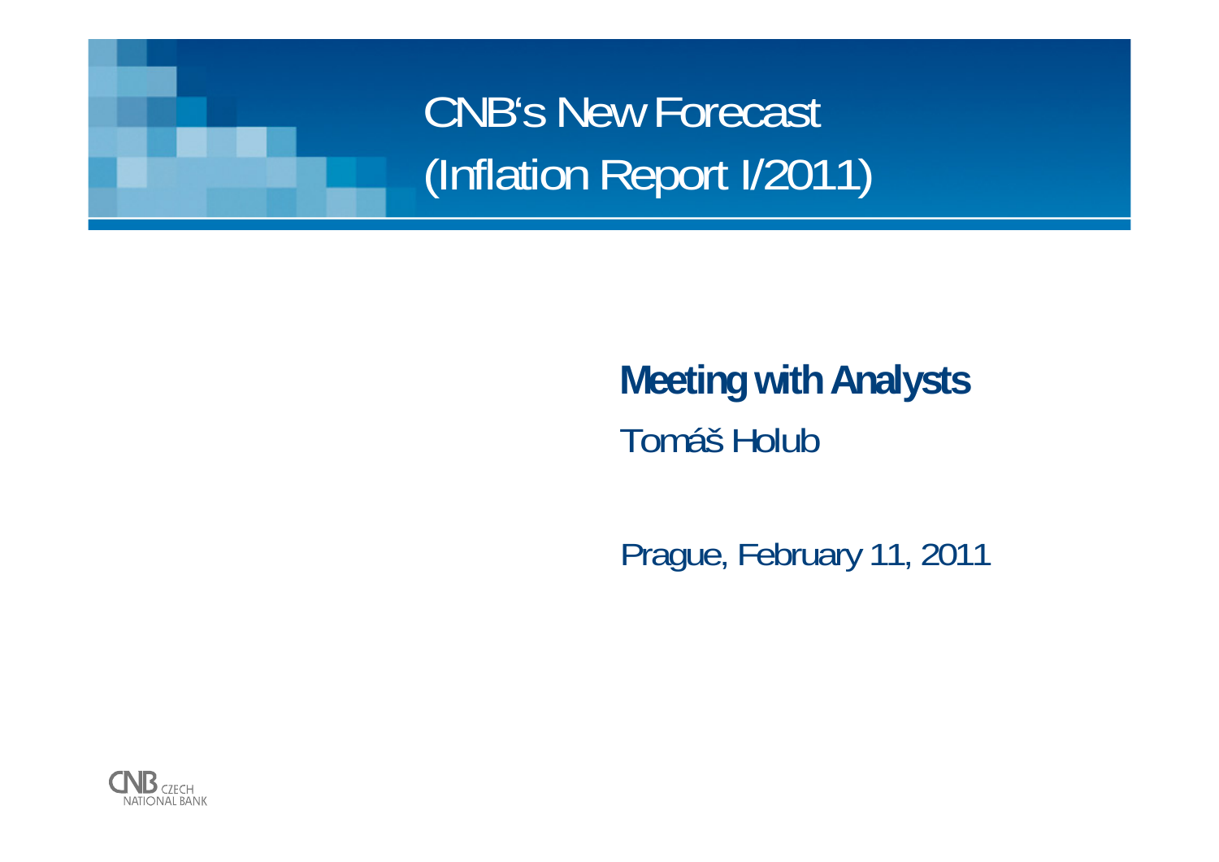# CNB's New Forecast (Inflation Report I/2011)

**Meeting with Analysts**

Tomáš Holub

Prague, February 11, 2011

CNB CZECH NATIONAL BANK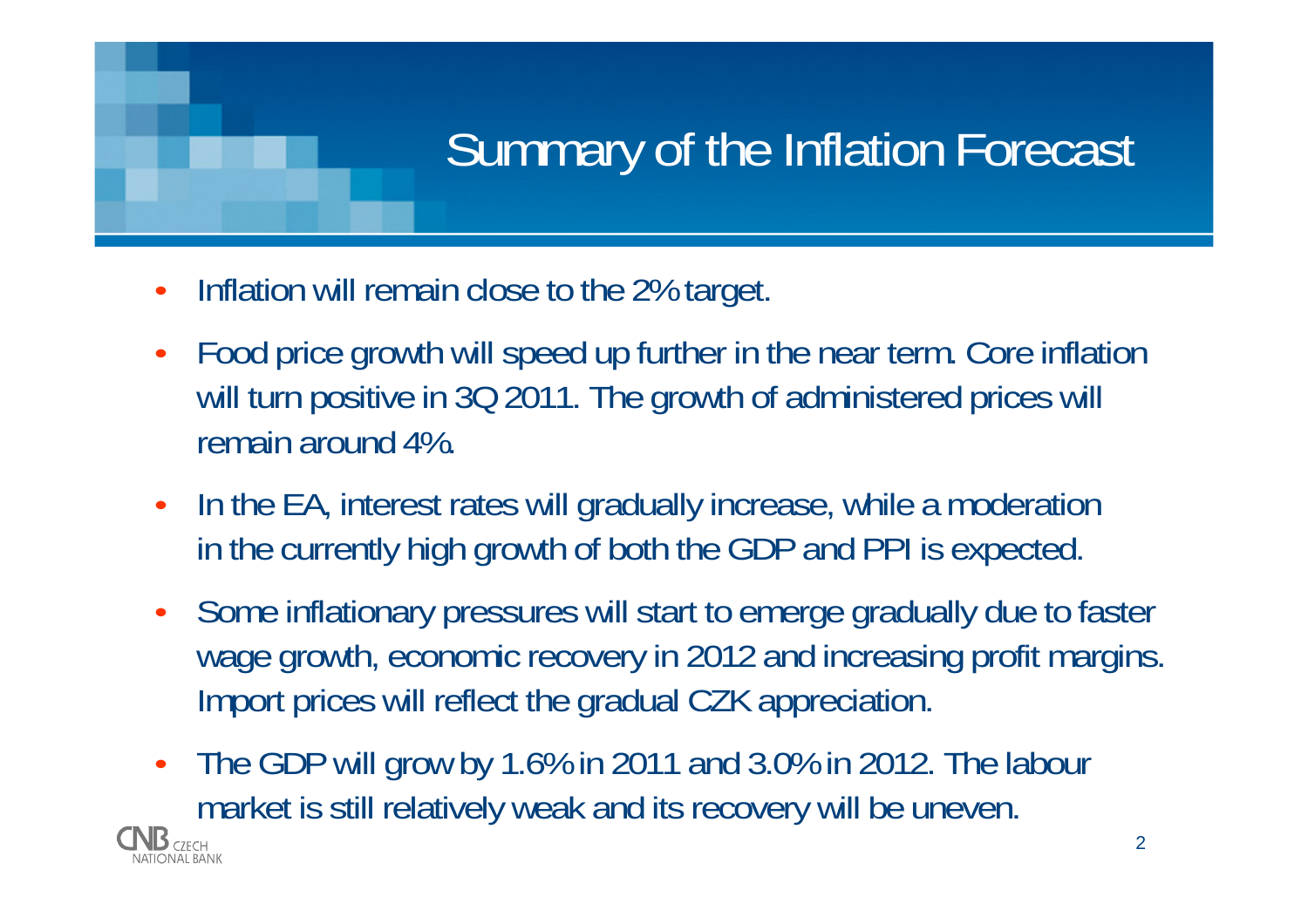# Summary of the Inflation Forecast

- Inflation will remain close to the 2% target.
- Food price growth will speed up further in the near term. Core inflation will turn positive in 3Q 2011. The growth of administered prices will remain around 4%.
- In the EA, interest rates will gradually increase, while a moderation in the currently high growth of both the GDP and PPI is expected.
- Some inflationary pressures will start to emerge gradually due to faster wage growth, economic recovery in 2012 and increasing profit margins. Import prices will reflect the gradual CZK appreciation.
- The GDP will grow by 1.6% in 2011 and 3.0% in 2012. The labour market is still relatively weak and its recovery will be uneven.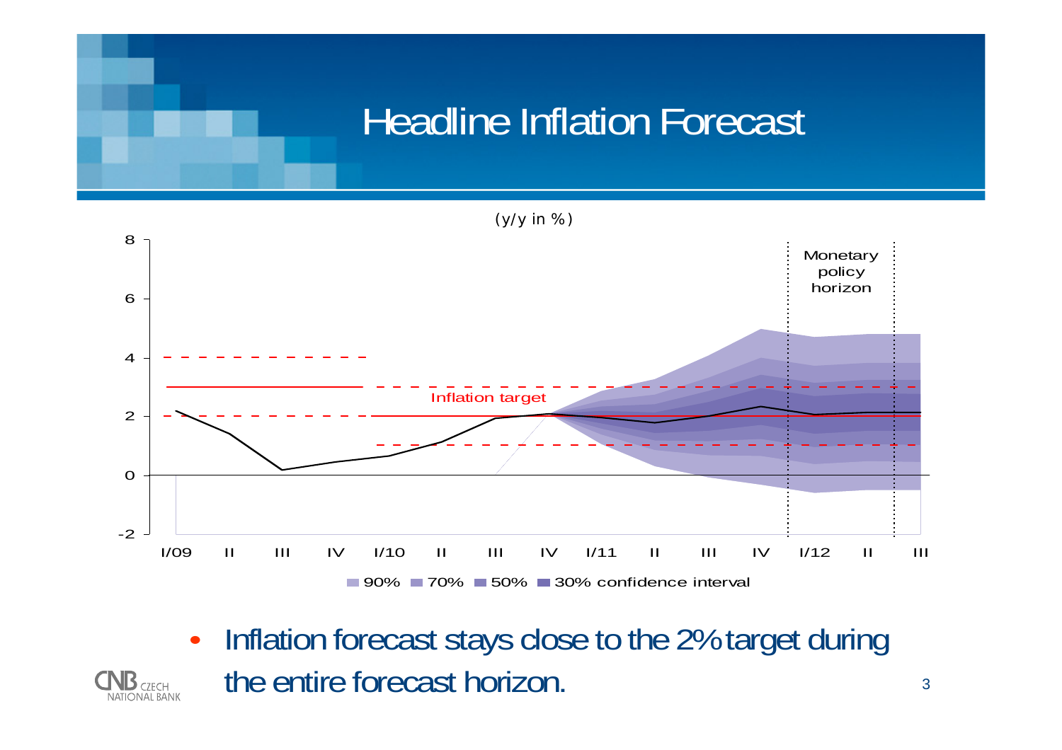# Headline Inflation Forecast

(y/y in %)

- Inflation forecast stays close to the 2% target during the entire forecast horizon.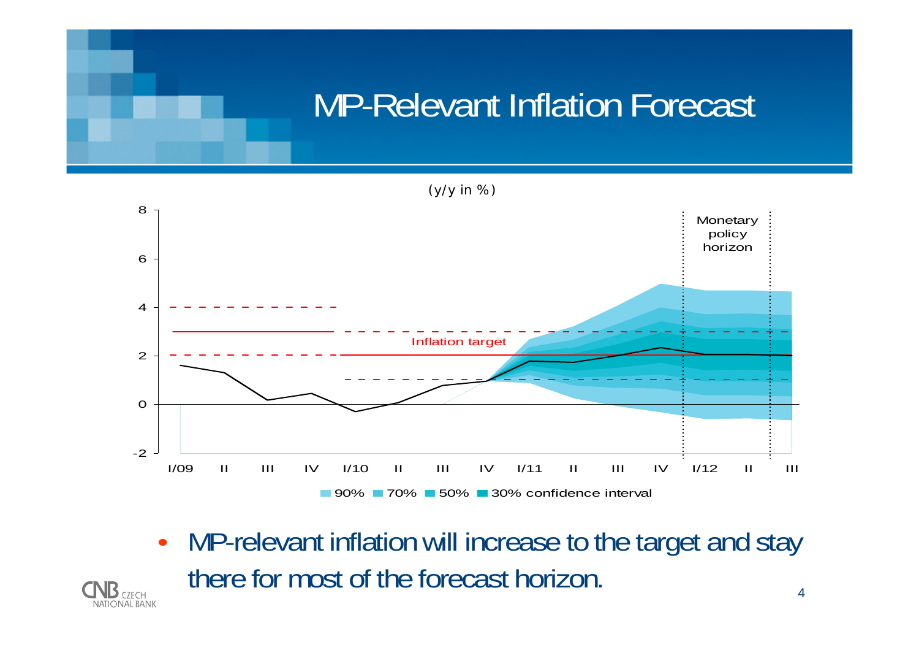# MP-Relevant Inflation Forecast

(y/y in %)

- MP-relevant inflation will increase to the target and stay there for most of the forecast horizon.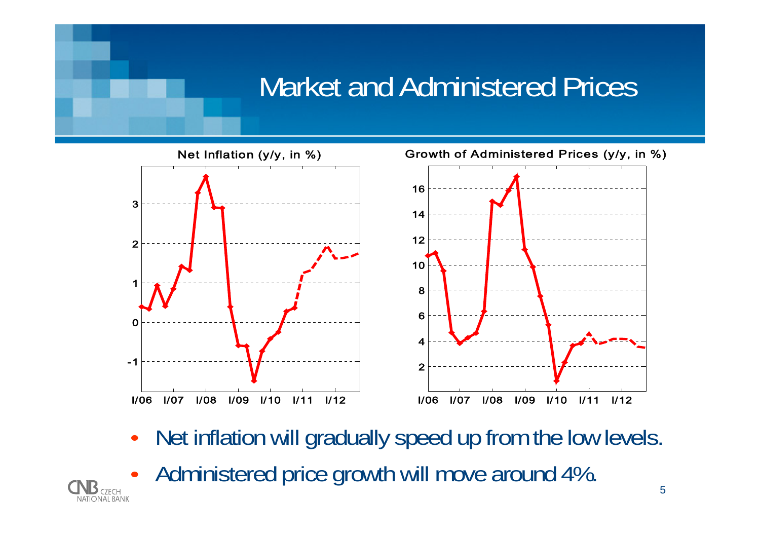# Market and Administered Prices

Net Inflation (y/y, in %)

Growth of Administered Prices (y/y, in %)

- Net inflation will gradually speed up from the low levels.
- Administered price growth will move around 4%.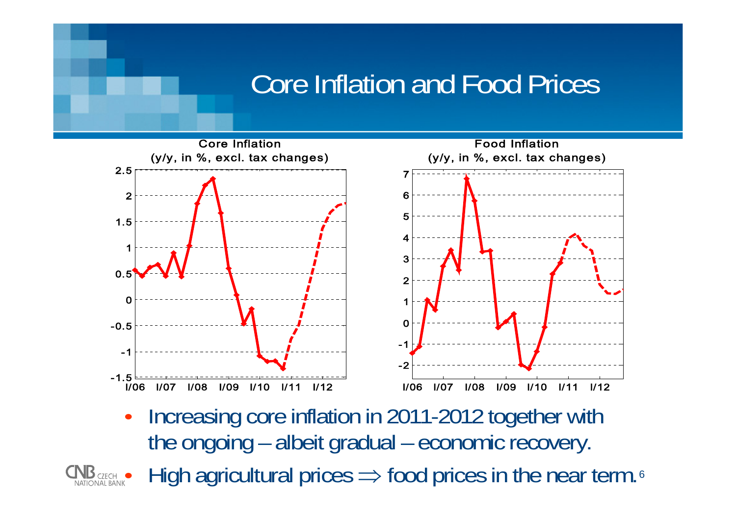# Core Inflation and Food Prices

**Core Inflation**
(y/y, in %, excl. tax changes)

**Food Inflation**
(y/y, in %, excl. tax changes)

- Increasing core inflation in 2011-2012 together with the ongoing – albeit gradual – economic recovery.
- High agricultural prices $\Rightarrow$ food prices in the near term.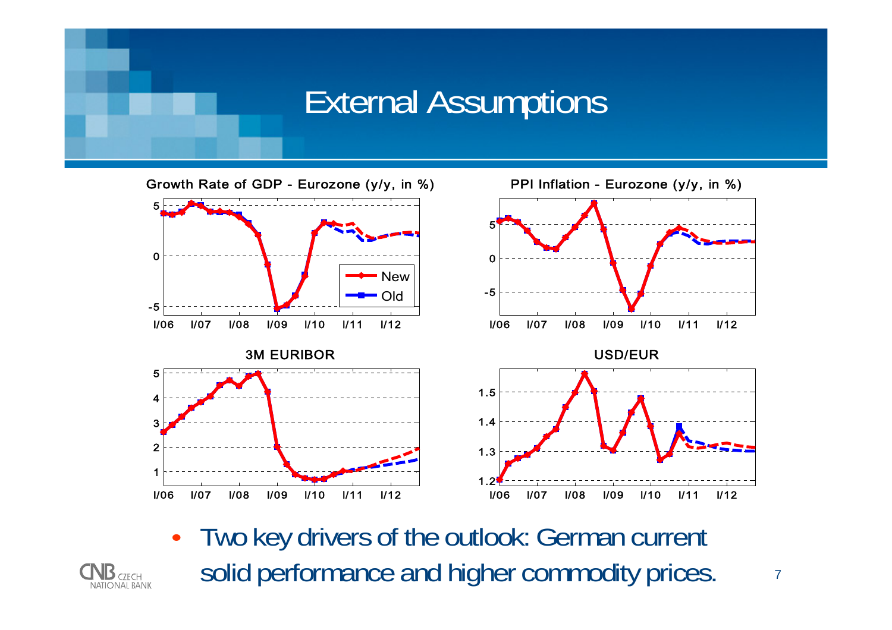# External Assumptions

Growth Rate of GDP - Eurozone (y/y, in %)

PPI Inflation - Eurozone (y/y, in %)

3M EURIBOR

USD/EUR

- Two key drivers of the outlook: German current solid performance and higher commodity prices.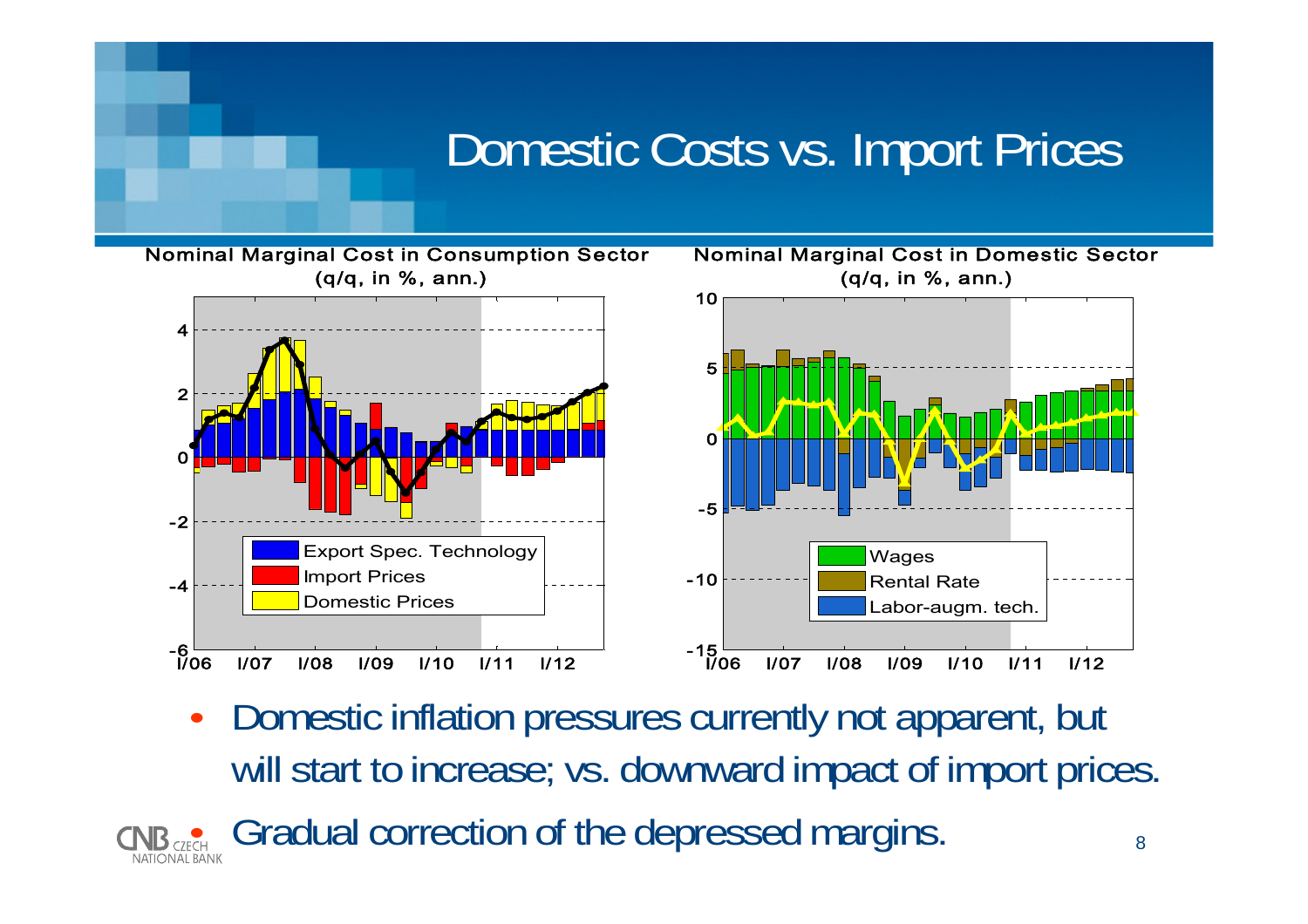# Domestic Costs vs. Import Prices

**Nominal Marginal Cost in Consumption Sector**
(q/q, in %, ann.)

Export Spec. Technology
Import Prices
Domestic Prices

**Nominal Marginal Cost in Domestic Sector**
(q/q, in %, ann.)

Wages
Rental Rate
Labor-augm. tech.

- Domestic inflation pressures currently not apparent, but will start to increase; vs. downward impact of import prices.
- Gradual correction of the depressed margins.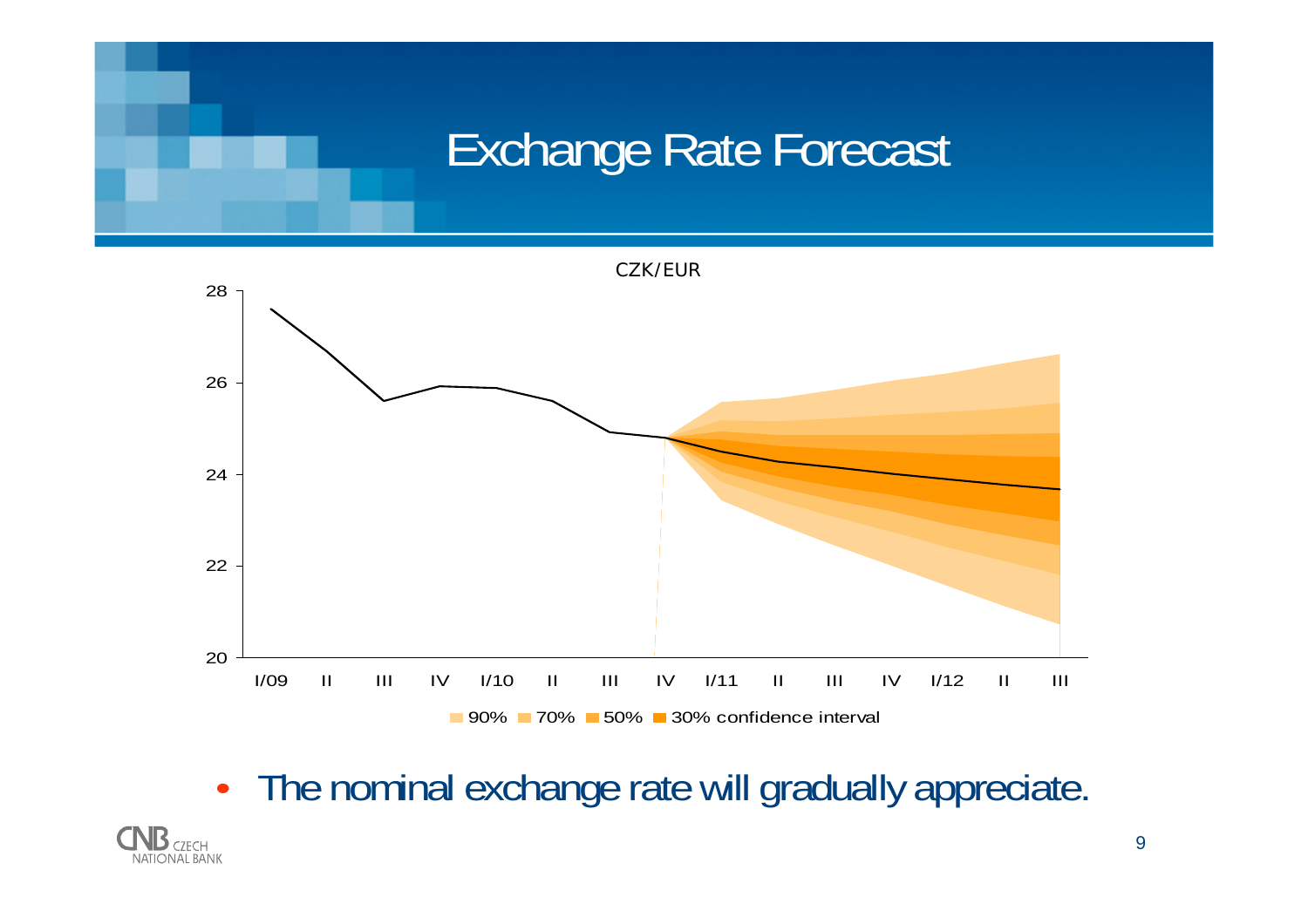# Exchange Rate Forecast

CZK/EUR

90% 70% 50% 30% confidence interval

- The nominal exchange rate will gradually appreciate.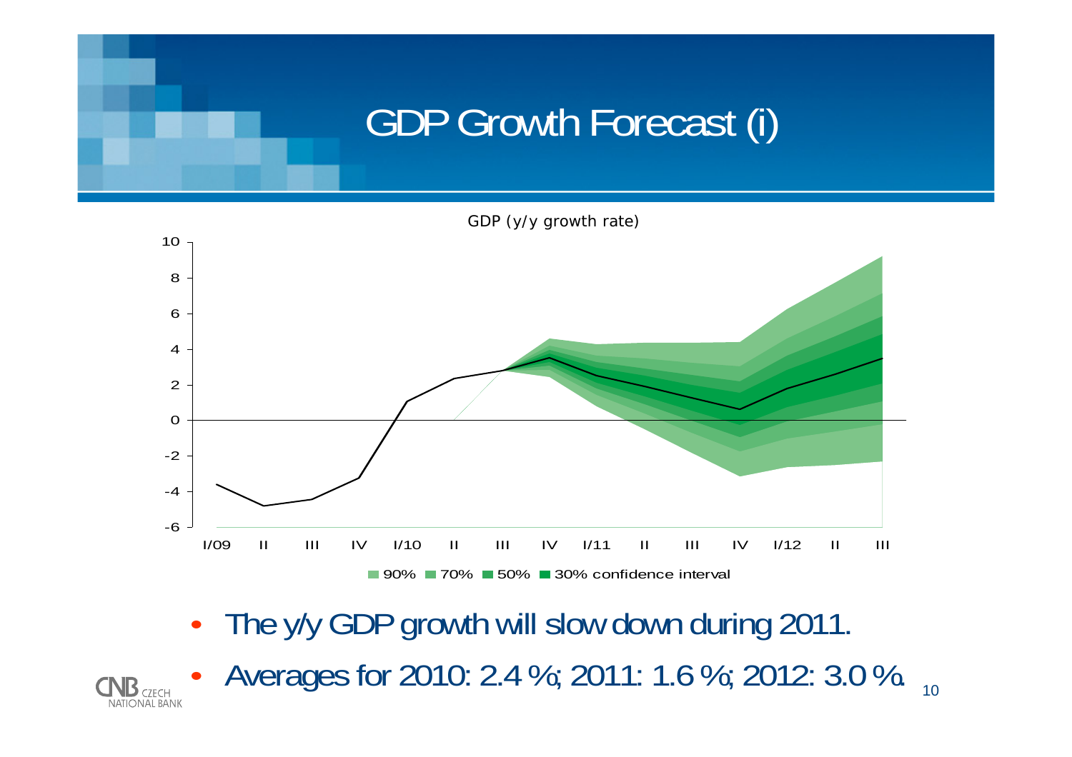# GDP Growth Forecast (i)

GDP (y/y growth rate)

90% 70% 50% 30% confidence interval

- The y/y GDP growth will slow down during 2011.
- Averages for 2010: 2.4 %; 2011: 1.6 %; 2012: 3.0 %.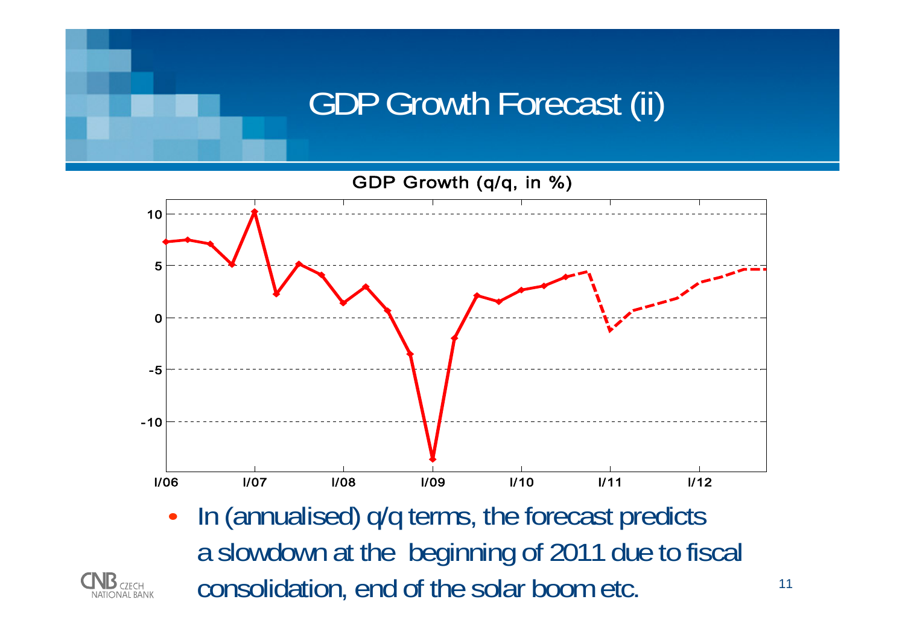# GDP Growth Forecast (ii)

GDP Growth (q/q, in %)

- In (annualised) q/q terms, the forecast predicts a slowdown at the beginning of 2011 due to fiscal consolidation, end of the solar boom etc.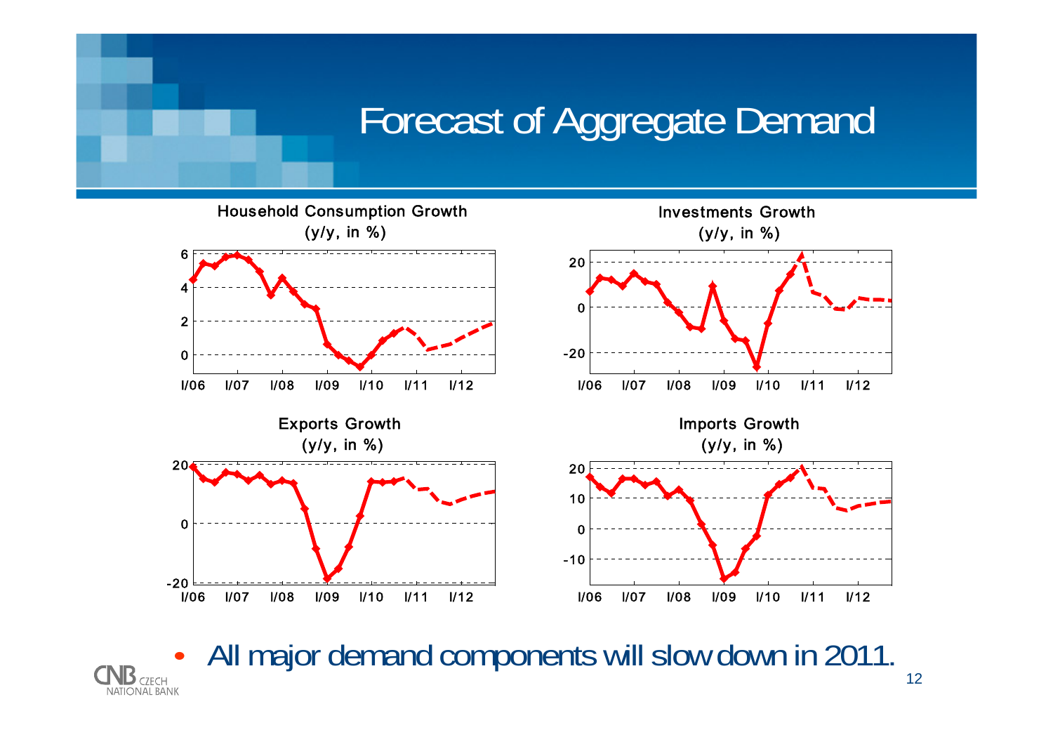# Forecast of Aggregate Demand

Household Consumption Growth
(y/y, in %)

Investments Growth
(y/y, in %)

Exports Growth
(y/y, in %)

Imports Growth
(y/y, in %)

- All major demand components will slow down in 2011.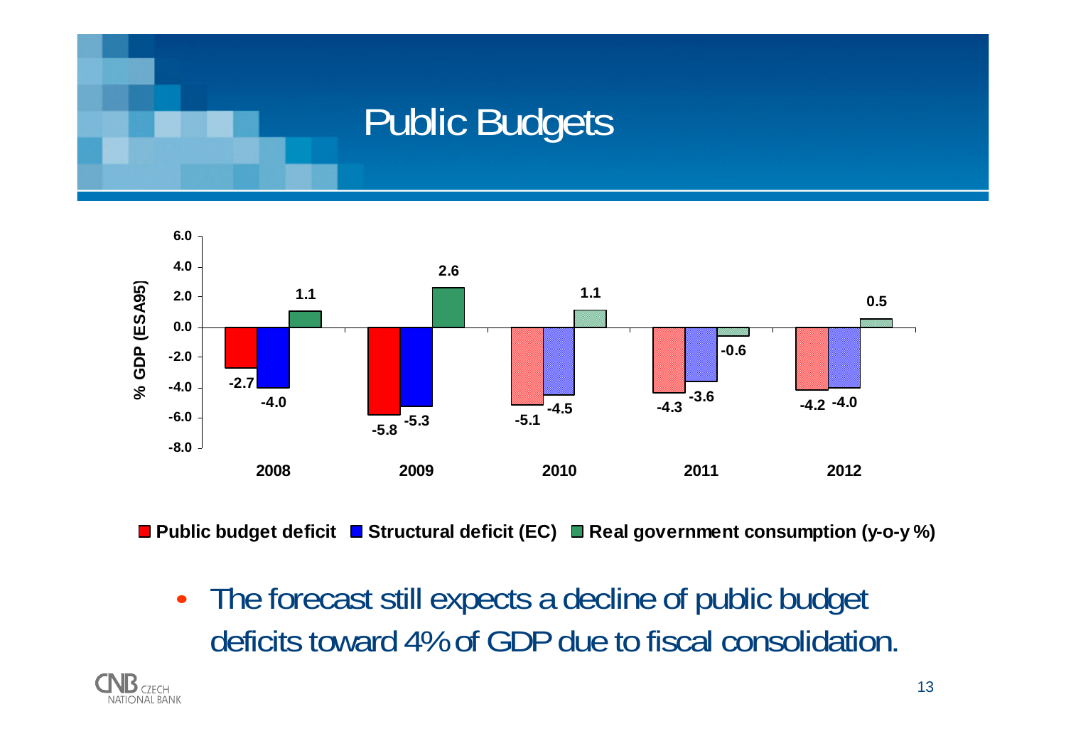# Public Budgets

| | Public budget deficit | Structural deficit (EC) | Real government consumption (y-o-y %) |
|---|---|---|---|
| 2008 | -2.7 | -4.0 | 1.1 |
| 2009 | -5.8 | -5.3 | 2.6 |
| 2010 | -5.1 | -4.5 | 1.1 |
| 2011 | -4.3 | -3.6 | -0.6 |
| 2012 | -4.2 | -4.0 | 0.5 |

% GDP (ESA95)

- The forecast still expects a decline of public budget deficits toward 4% of GDP due to fiscal consolidation.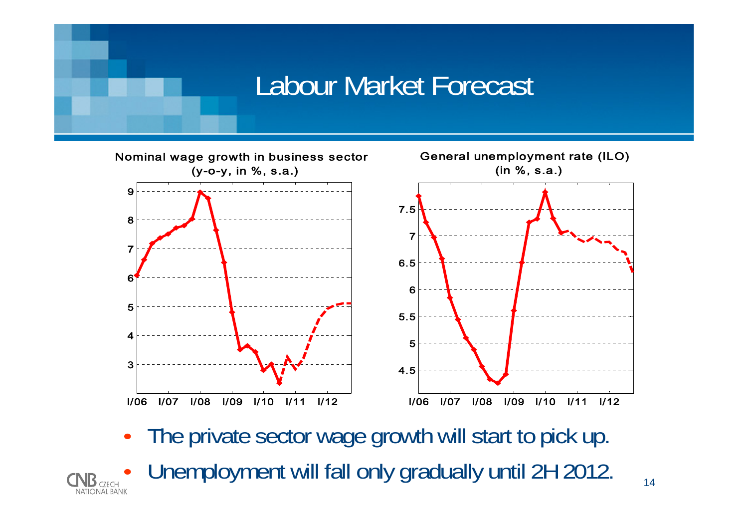# Labour Market Forecast

Nominal wage growth in business sector (y-o-y, in %, s.a.)

General unemployment rate (ILO) (in %, s.a.)

- The private sector wage growth will start to pick up.
- Unemployment will fall only gradually until 2H 2012.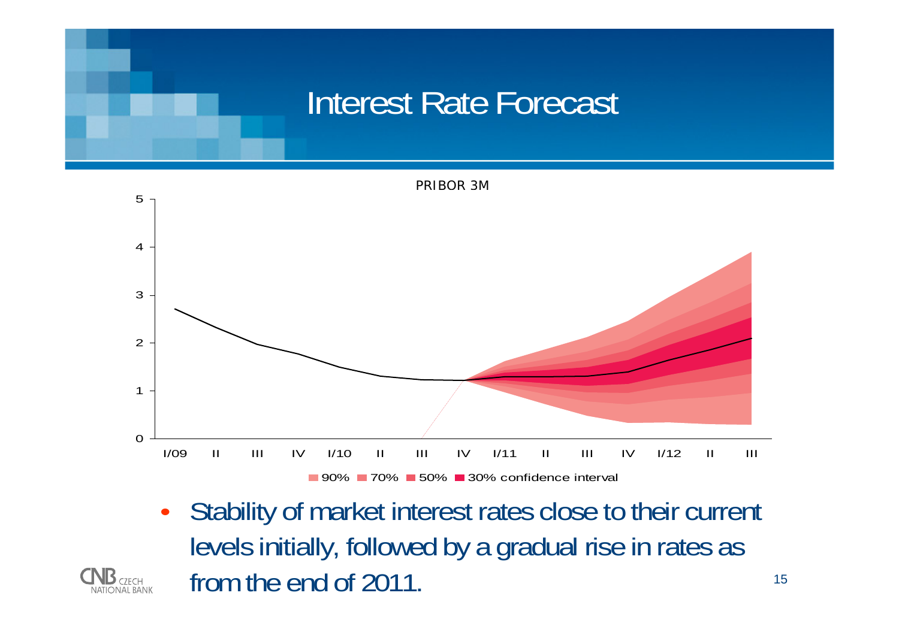# Interest Rate Forecast

PRIBOR 3M

90% 70% 50% 30% confidence interval

- Stability of market interest rates close to their current levels initially, followed by a gradual rise in rates as from the end of 2011.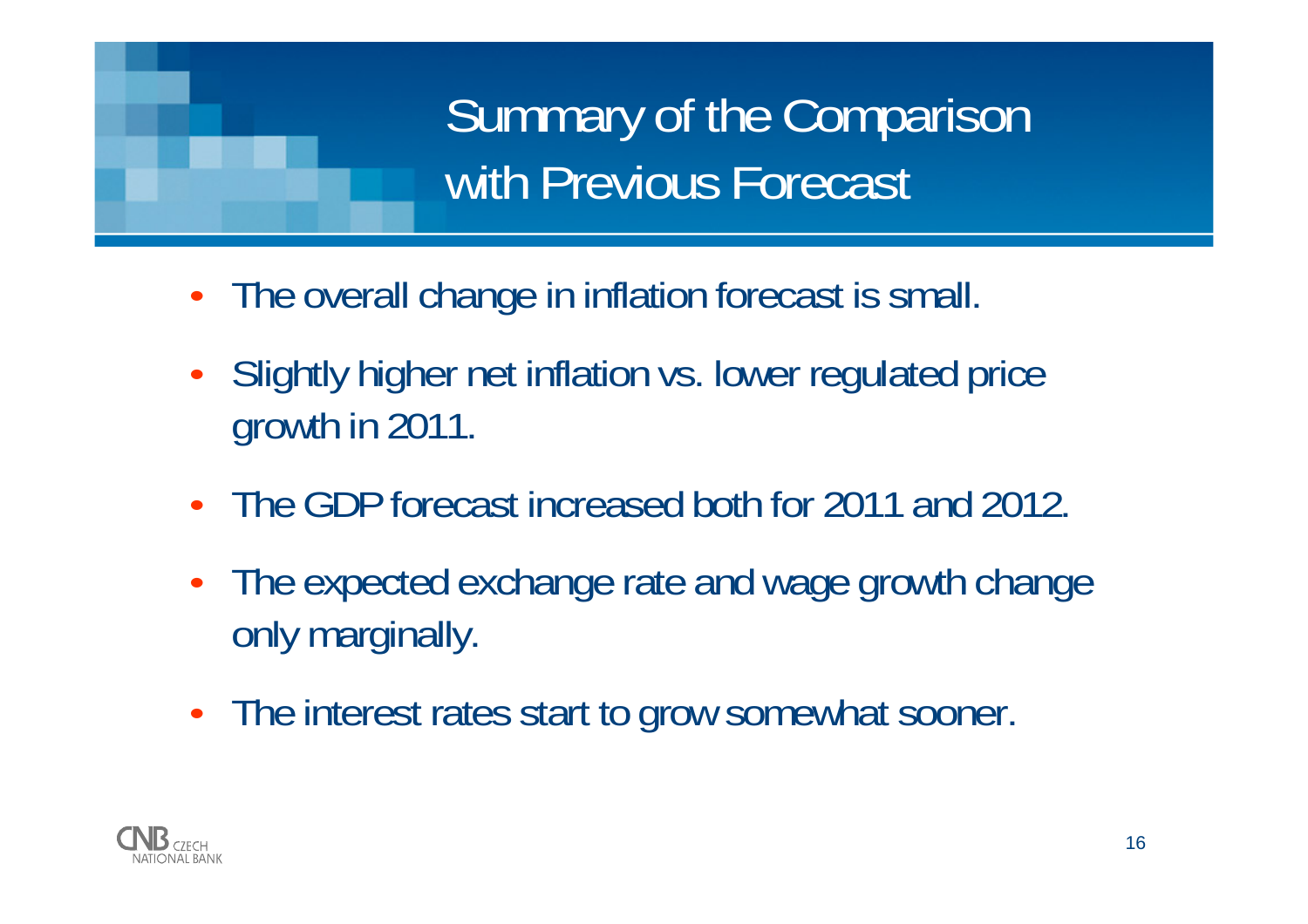# Summary of the Comparison with Previous Forecast

- The overall change in inflation forecast is small.
- Slightly higher net inflation vs. lower regulated price growth in 2011.
- The GDP forecast increased both for 2011 and 2012.
- The expected exchange rate and wage growth change only marginally.
- The interest rates start to grow somewhat sooner.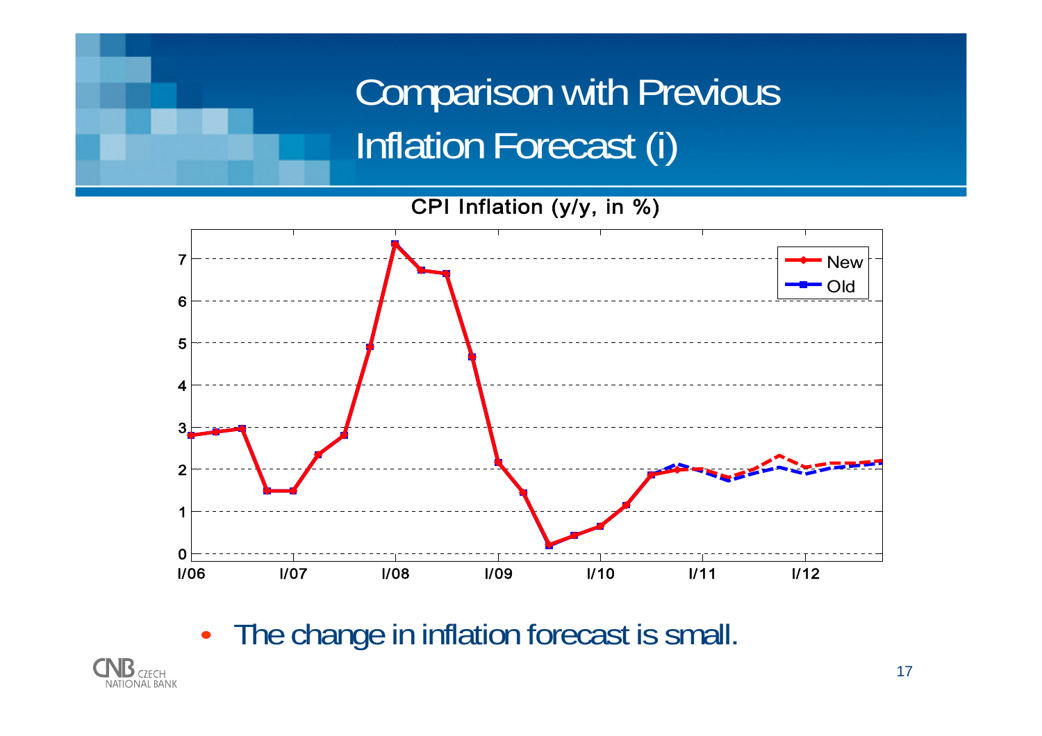# Comparison with Previous Inflation Forecast (i)

CPI Inflation (y/y, in %)

- The change in inflation forecast is small.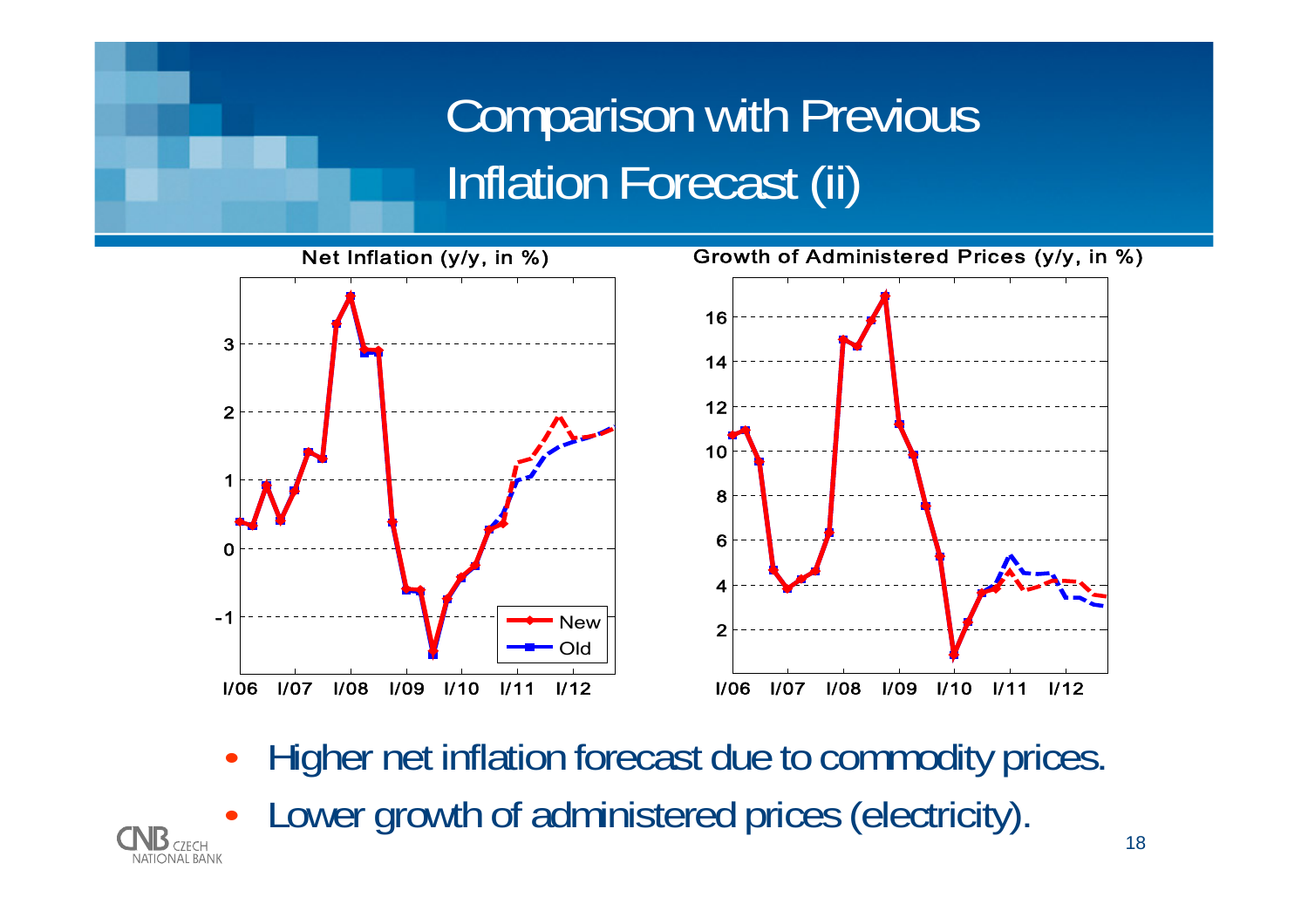# Comparison with Previous Inflation Forecast (ii)

**Net Inflation (y/y, in %)**

**Growth of Administered Prices (y/y, in %)**

- Higher net inflation forecast due to commodity prices.
- Lower growth of administered prices (electricity).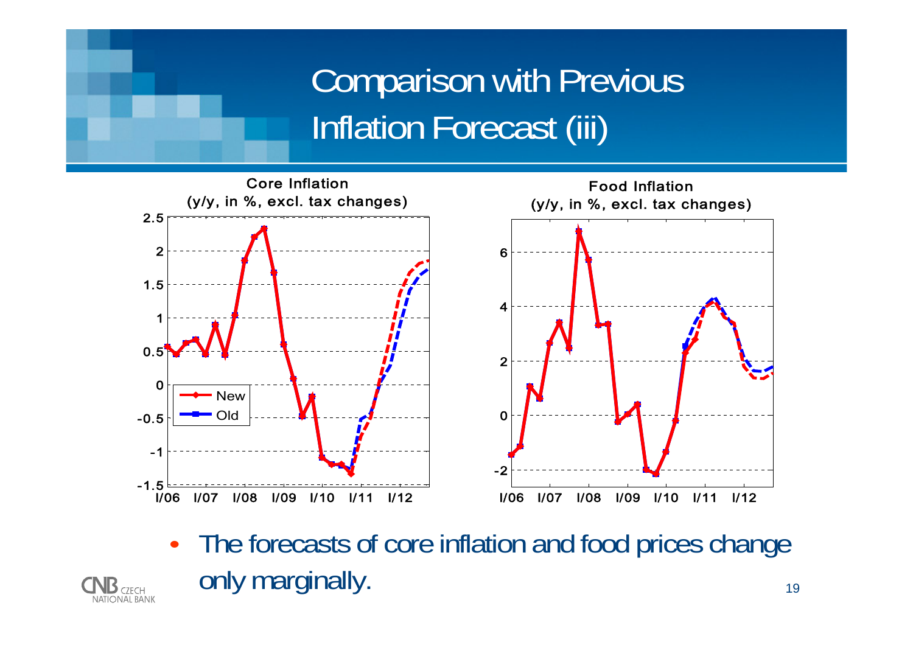# Comparison with Previous Inflation Forecast (iii)

**Core Inflation**
(y/y, in %, excl. tax changes)

**Food Inflation**
(y/y, in %, excl. tax changes)

- The forecasts of core inflation and food prices change only marginally.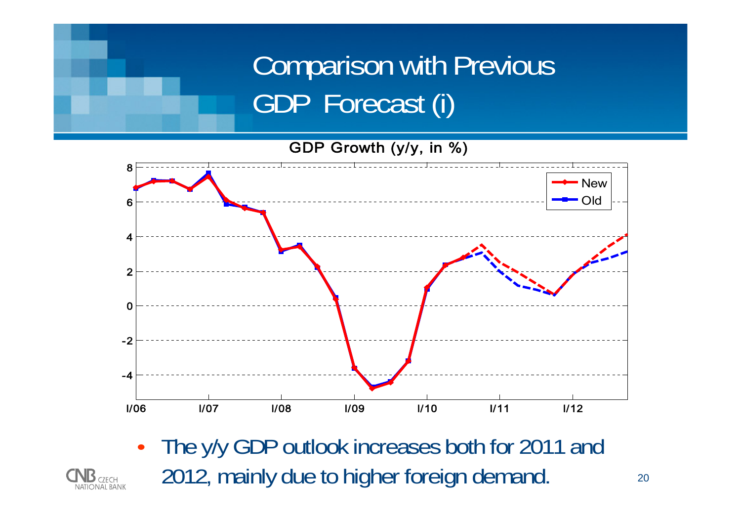# Comparison with Previous GDP Forecast (i)

GDP Growth (y/y, in %)

- The y/y GDP outlook increases both for 2011 and 2012, mainly due to higher foreign demand.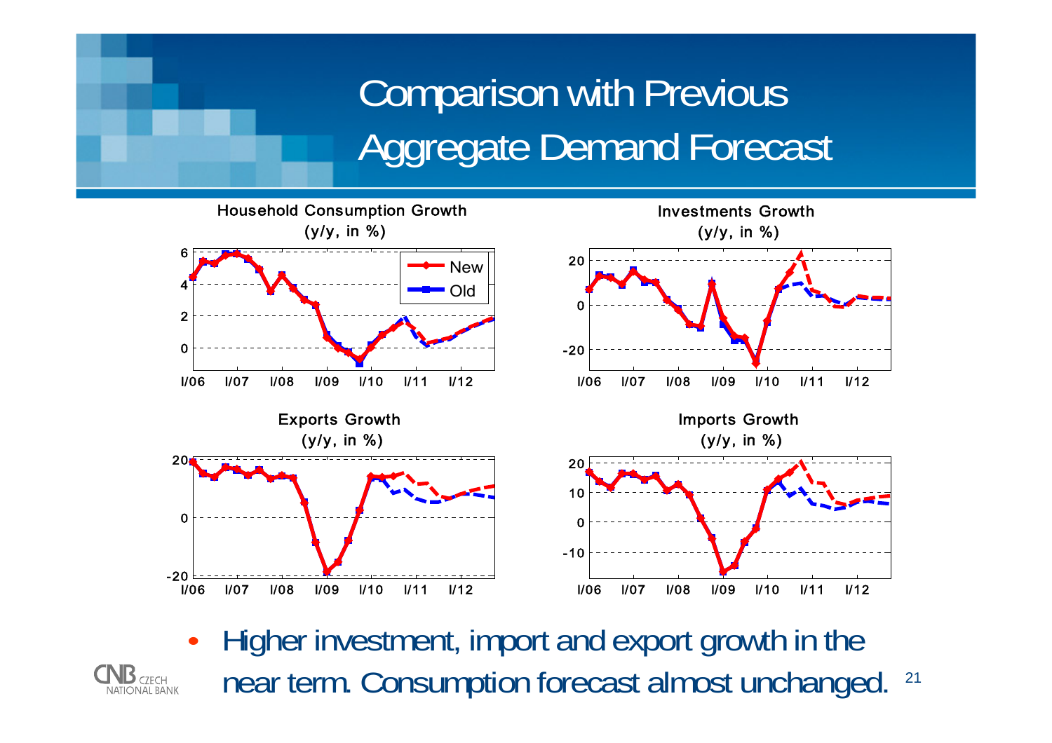# Comparison with Previous Aggregate Demand Forecast

**Household Consumption Growth (y/y, in %)**

**Investments Growth (y/y, in %)**

**Exports Growth (y/y, in %)**

**Imports Growth (y/y, in %)**

- Higher investment, import and export growth in the near term. Consumption forecast almost unchanged.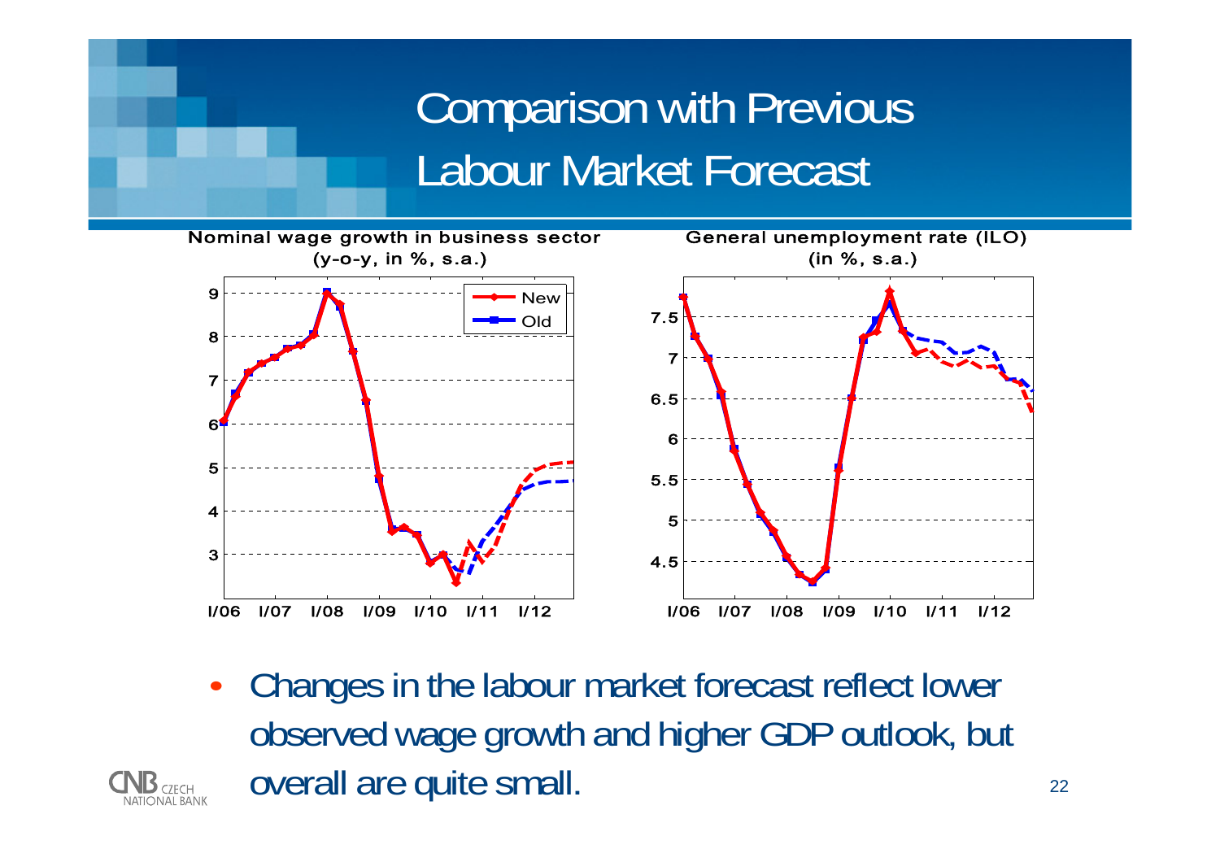# Comparison with Previous Labour Market Forecast

**Nominal wage growth in business sector (y-o-y, in %, s.a.)**

**General unemployment rate (ILO) (in %, s.a.)**

- Changes in the labour market forecast reflect lower observed wage growth and higher GDP outlook, but overall are quite small.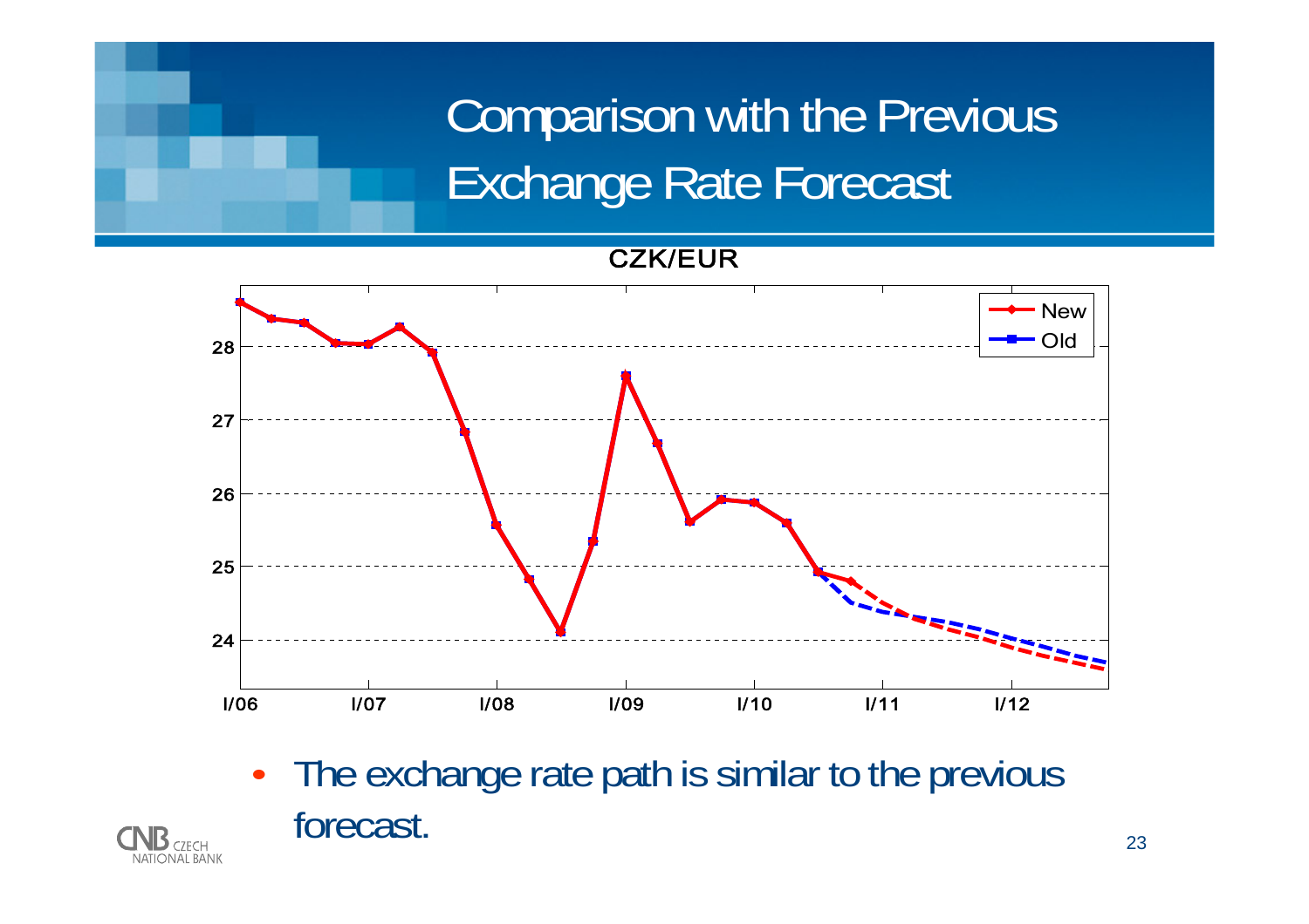# Comparison with the Previous Exchange Rate Forecast

CZK/EUR

- The exchange rate path is similar to the previous forecast.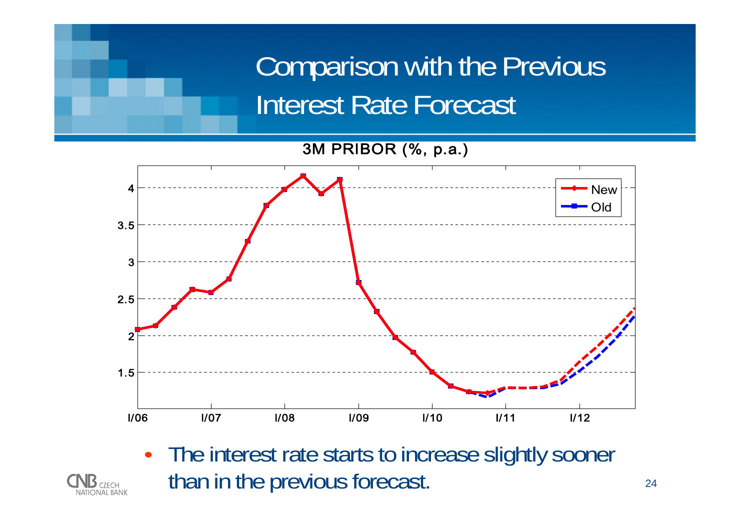# Comparison with the Previous Interest Rate Forecast

3M PRIBOR (%, p.a.)

- The interest rate starts to increase slightly sooner than in the previous forecast.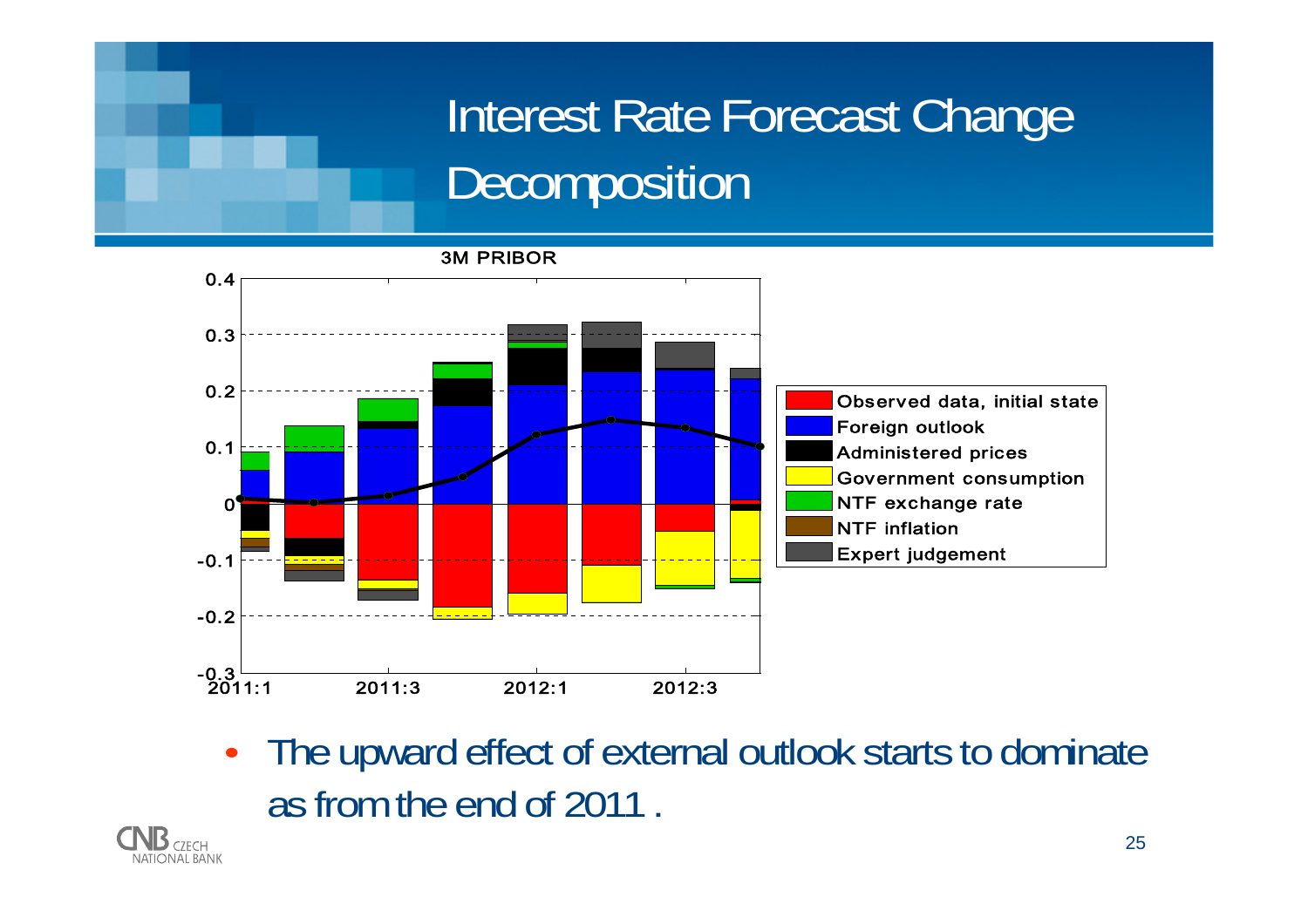# Interest Rate Forecast Change Decomposition

3M PRIBOR

- Observed data, initial state
- Foreign outlook
- Administered prices
- Government consumption
- NTF exchange rate
- NTF inflation
- Expert judgement

- The upward effect of external outlook starts to dominate as from the end of 2011 .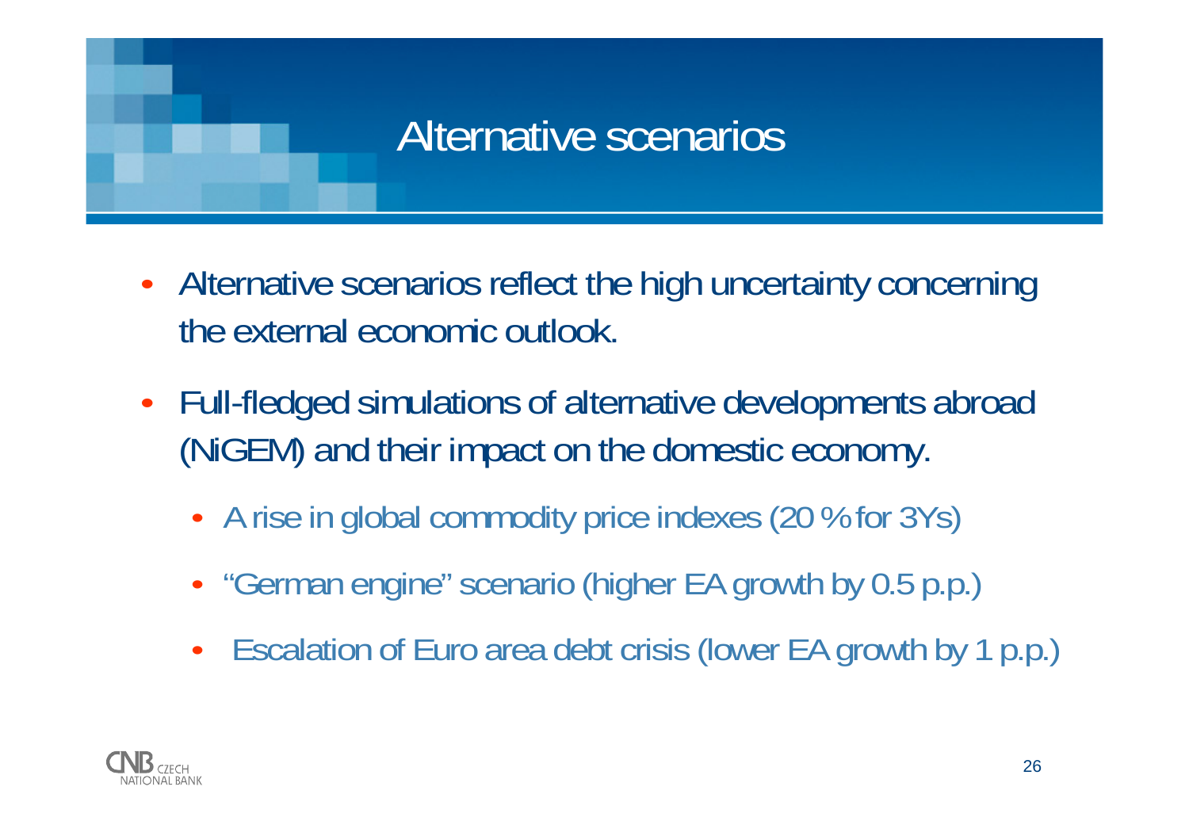# Alternative scenarios

- Alternative scenarios reflect the high uncertainty concerning the external economic outlook.
- Full-fledged simulations of alternative developments abroad (NiGEM) and their impact on the domestic economy.
  - A rise in global commodity price indexes (20 % for 3Ys)
  - "German engine" scenario (higher EA growth by 0.5 p.p.)
  - Escalation of Euro area debt crisis (lower EA growth by 1 p.p.)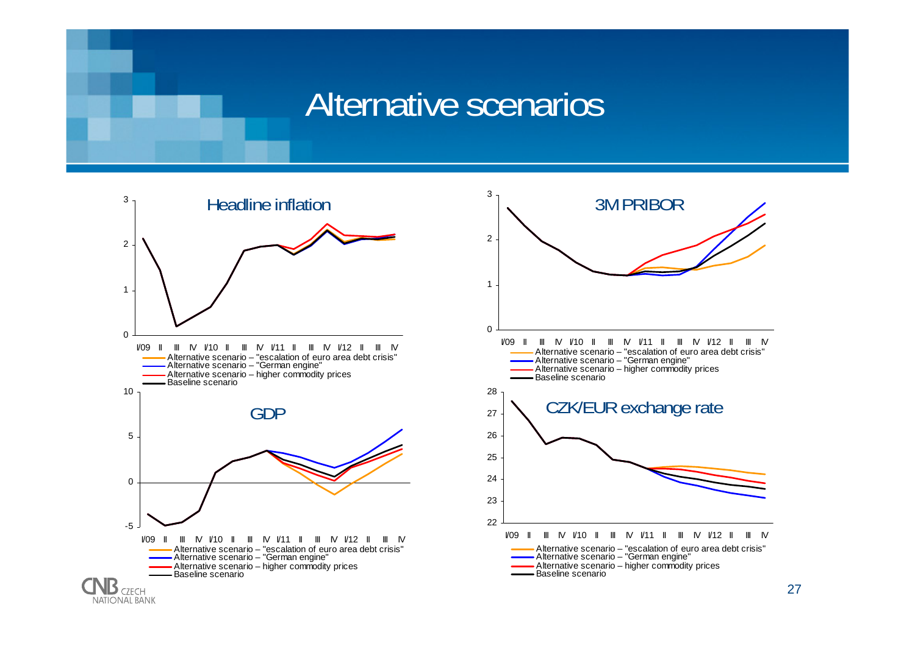# Alternative scenarios

### Headline inflation

Alternative scenario – "escalation of euro area debt crisis"
Alternative scenario – "German engine"
Alternative scenario – higher commodity prices
Baseline scenario

### 3M PRIBOR

Alternative scenario – "escalation of euro area debt crisis"
Alternative scenario – "German engine"
Alternative scenario – higher commodity prices
Baseline scenario

### GDP

Alternative scenario – "escalation of euro area debt crisis"
Alternative scenario – "German engine"
Alternative scenario – higher commodity prices
Baseline scenario

### CZK/EUR exchange rate

Alternative scenario – "escalation of euro area debt crisis"
Alternative scenario – "German engine"
Alternative scenario – higher commodity prices
Baseline scenario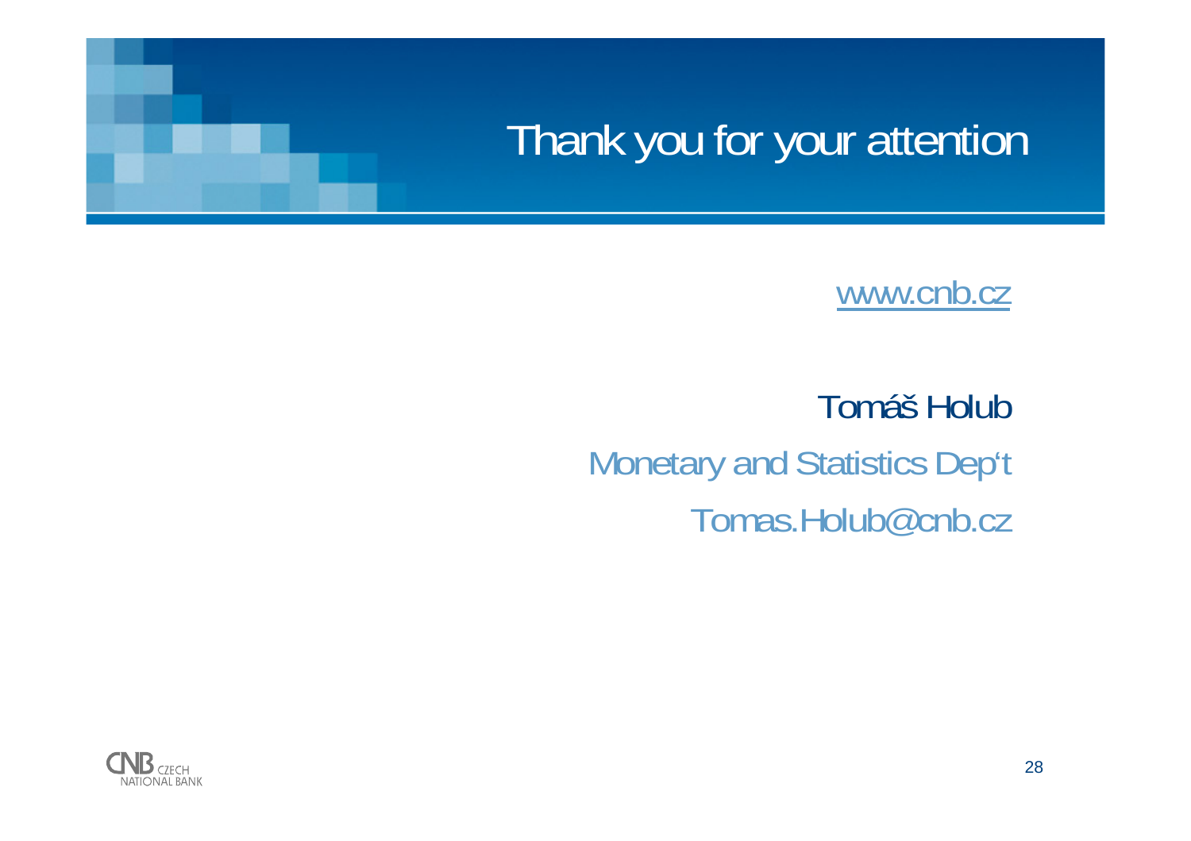# Thank you for your attention

www.cnb.cz

Tomáš Holub

Monetary and Statistics Dep‘t

Tomas.Holub@cnb.cz